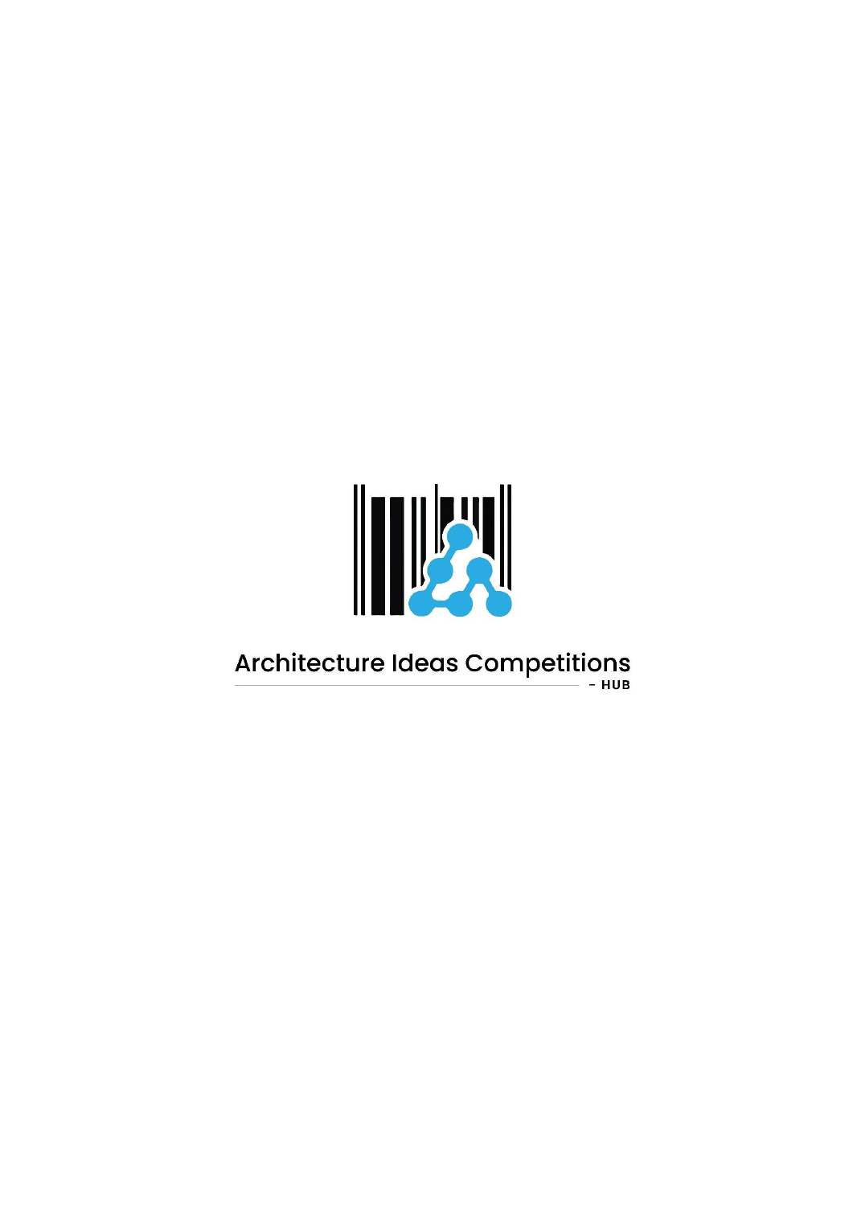Architecture Ideas Competitions

– HUB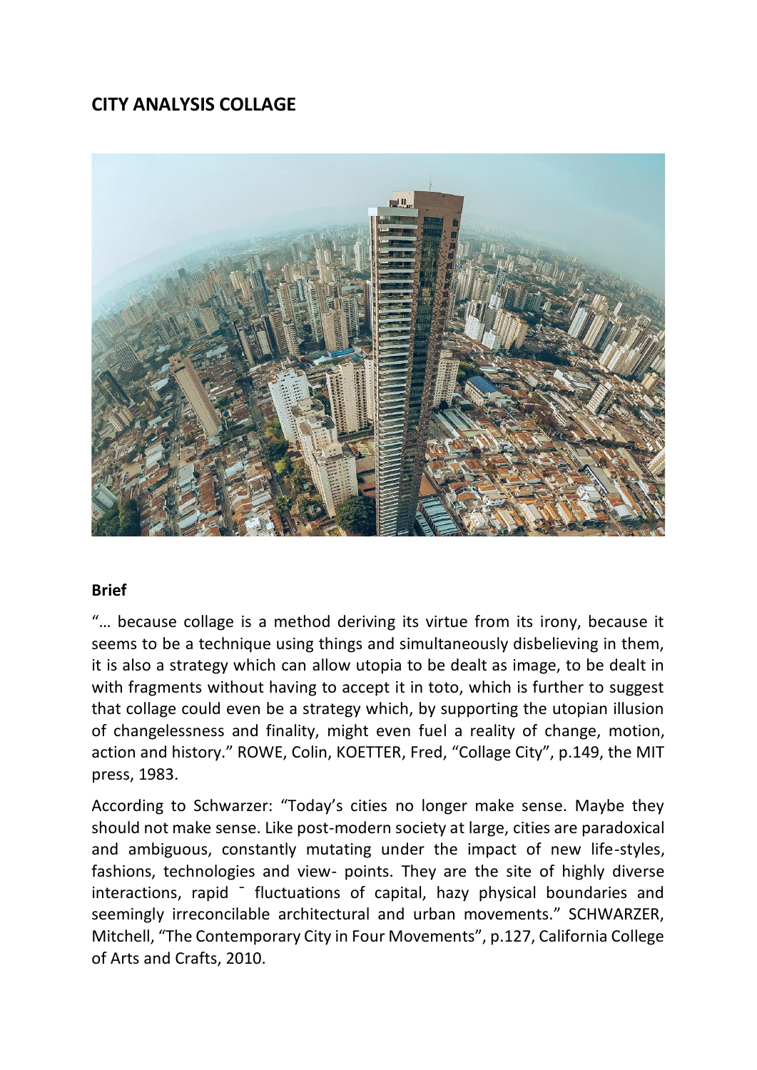## CITY ANALYSIS COLLAGE

### Brief

"… because collage is a method deriving its virtue from its irony, because it seems to be a technique using things and simultaneously disbelieving in them, it is also a strategy which can allow utopia to be dealt as image, to be dealt in with fragments without having to accept it in toto, which is further to suggest that collage could even be a strategy which, by supporting the utopian illusion of changelessness and finality, might even fuel a reality of change, motion, action and history." ROWE, Colin, KOETTER, Fred, "Collage City", p.149, the MIT press, 1983.

According to Schwarzer: "Today's cities no longer make sense. Maybe they should not make sense. Like post-modern society at large, cities are paradoxical and ambiguous, constantly mutating under the impact of new life-styles, fashions, technologies and view- points. They are the site of highly diverse interactions, rapid ¯ fluctuations of capital, hazy physical boundaries and seemingly irreconcilable architectural and urban movements." SCHWARZER, Mitchell, "The Contemporary City in Four Movements", p.127, California College of Arts and Crafts, 2010.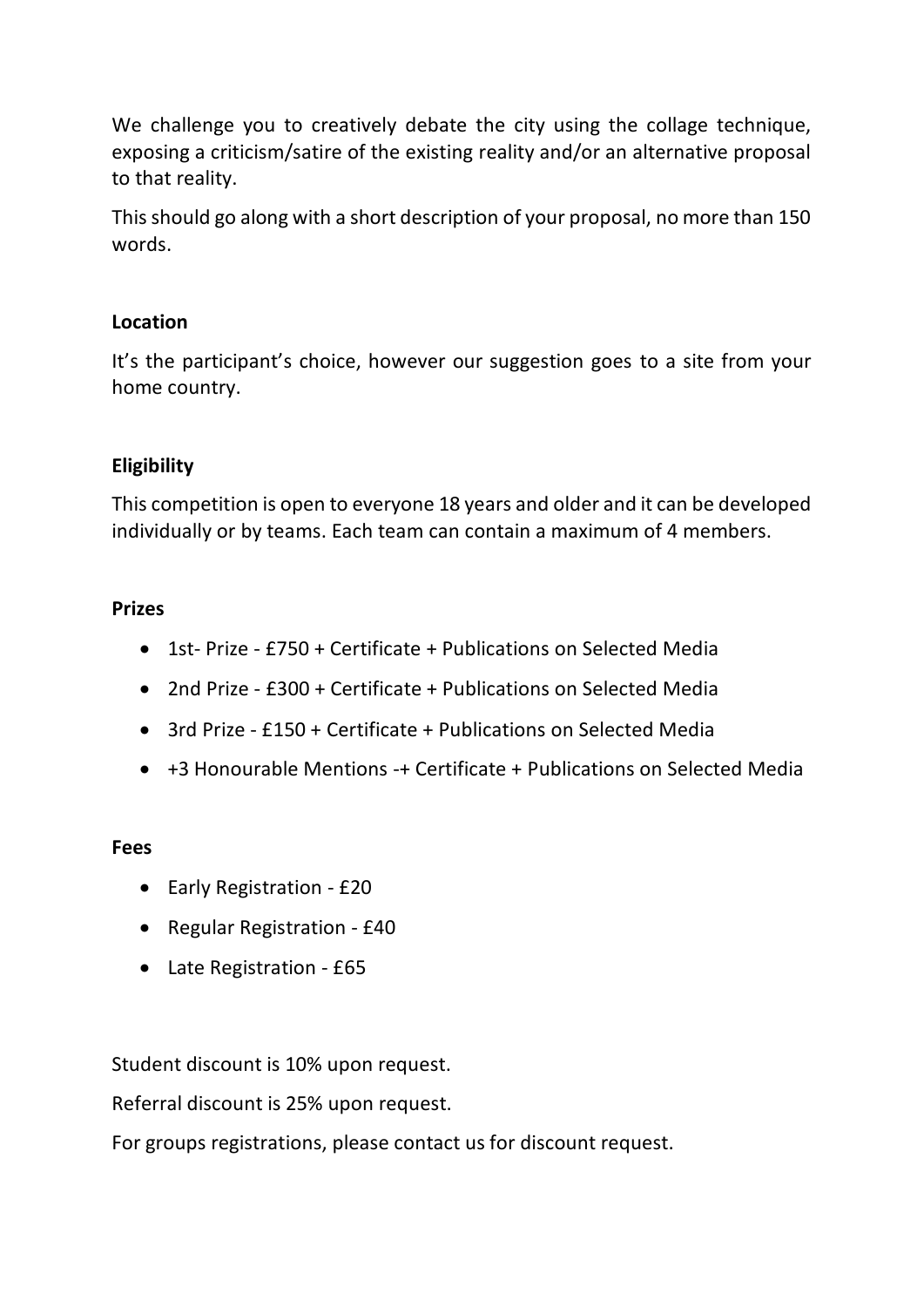We challenge you to creatively debate the city using the collage technique, exposing a criticism/satire of the existing reality and/or an alternative proposal to that reality.

This should go along with a short description of your proposal, no more than 150 words.

**Location**

It's the participant's choice, however our suggestion goes to a site from your home country.

**Eligibility**

This competition is open to everyone 18 years and older and it can be developed individually or by teams. Each team can contain a maximum of 4 members.

**Prizes**

- 1st- Prize - £750 + Certificate + Publications on Selected Media
- 2nd Prize - £300 + Certificate + Publications on Selected Media
- 3rd Prize - £150 + Certificate + Publications on Selected Media
- +3 Honourable Mentions -+ Certificate + Publications on Selected Media

**Fees**

- Early Registration - £20
- Regular Registration - £40
- Late Registration - £65

Student discount is 10% upon request.

Referral discount is 25% upon request.

For groups registrations, please contact us for discount request.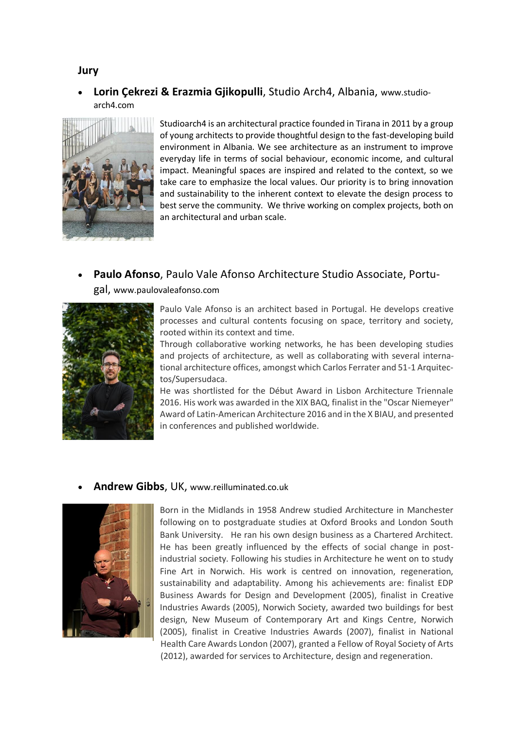## Jury

- **Lorin Çekrezi & Erazmia Gjikopulli**, Studio Arch4, Albania, www.studio-arch4.com

Studioarch4 is an architectural practice founded in Tirana in 2011 by a group of young architects to provide thoughtful design to the fast-developing build environment in Albania. We see architecture as an instrument to improve everyday life in terms of social behaviour, economic income, and cultural impact. Meaningful spaces are inspired and related to the context, so we take care to emphasize the local values. Our priority is to bring innovation and sustainability to the inherent context to elevate the design process to best serve the community. We thrive working on complex projects, both on an architectural and urban scale.

- **Paulo Afonso**, Paulo Vale Afonso Architecture Studio Associate, Portugal, www.paulovaleafonso.com

Paulo Vale Afonso is an architect based in Portugal. He develops creative processes and cultural contents focusing on space, territory and society, rooted within its context and time.
Through collaborative working networks, he has been developing studies and projects of architecture, as well as collaborating with several international architecture offices, amongst which Carlos Ferrater and 51-1 Arquitectos/Supersudaca.
He was shortlisted for the Début Award in Lisbon Architecture Triennale 2016. His work was awarded in the XIX BAQ, finalist in the "Oscar Niemeyer" Award of Latin-American Architecture 2016 and in the X BIAU, and presented in conferences and published worldwide.

- **Andrew Gibbs**, UK, www.reilluminated.co.uk

Born in the Midlands in 1958 Andrew studied Architecture in Manchester following on to postgraduate studies at Oxford Brooks and London South Bank University. He ran his own design business as a Chartered Architect. He has been greatly influenced by the effects of social change in post-industrial society. Following his studies in Architecture he went on to study Fine Art in Norwich. His work is centred on innovation, regeneration, sustainability and adaptability. Among his achievements are: finalist EDP Business Awards for Design and Development (2005), finalist in Creative Industries Awards (2005), Norwich Society, awarded two buildings for best design, New Museum of Contemporary Art and Kings Centre, Norwich (2005), finalist in Creative Industries Awards (2007), finalist in National Health Care Awards London (2007), granted a Fellow of Royal Society of Arts (2012), awarded for services to Architecture, design and regeneration.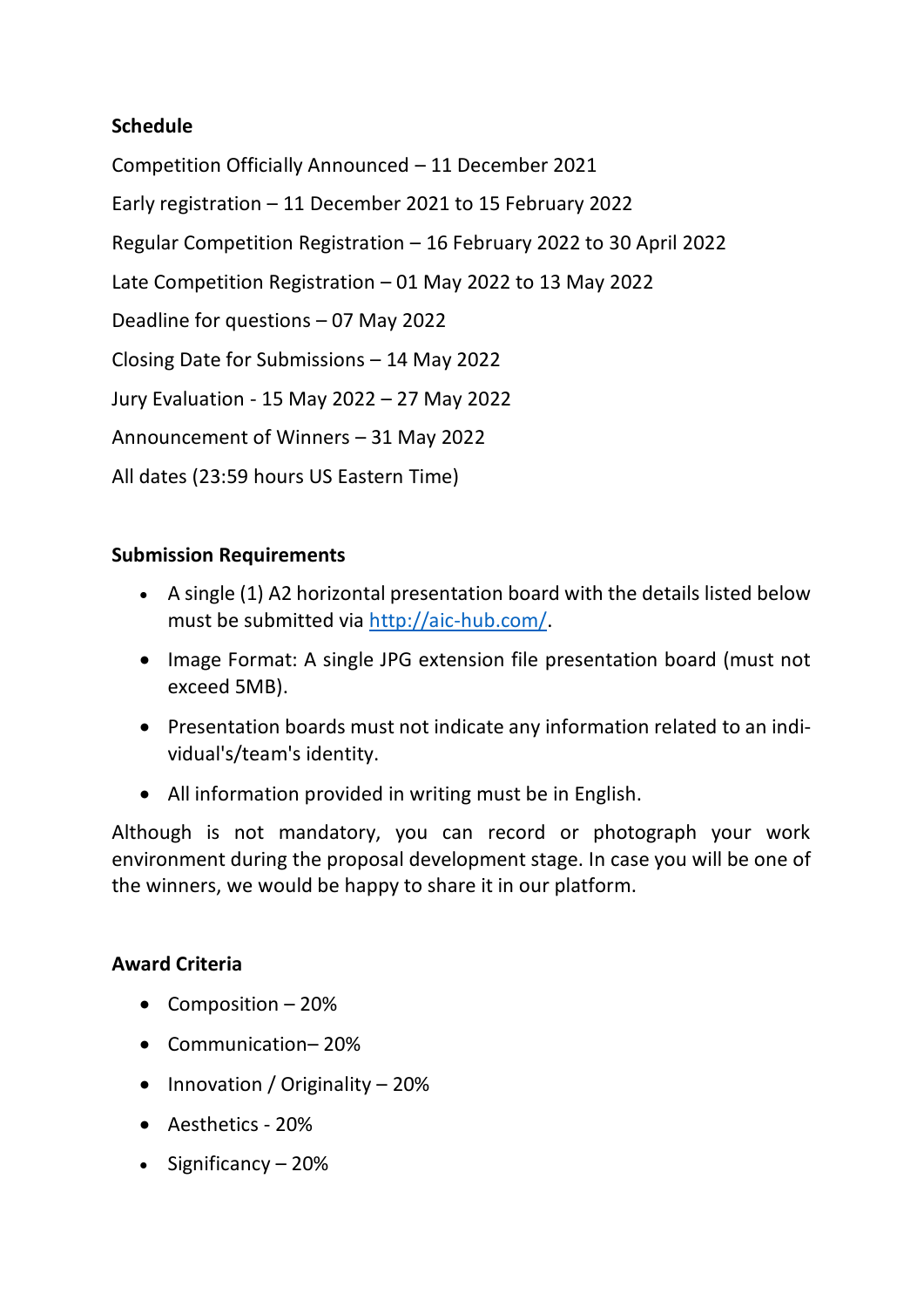**Schedule**

Competition Officially Announced – 11 December 2021

Early registration – 11 December 2021 to 15 February 2022

Regular Competition Registration – 16 February 2022 to 30 April 2022

Late Competition Registration – 01 May 2022 to 13 May 2022

Deadline for questions – 07 May 2022

Closing Date for Submissions – 14 May 2022

Jury Evaluation - 15 May 2022 – 27 May 2022

Announcement of Winners – 31 May 2022

All dates (23:59 hours US Eastern Time)

**Submission Requirements**

- A single (1) A2 horizontal presentation board with the details listed below must be submitted via [http://aic-hub.com/](http://aic-hub.com/).
- Image Format: A single JPG extension file presentation board (must not exceed 5MB).
- Presentation boards must not indicate any information related to an individual's/team's identity.
- All information provided in writing must be in English.

Although is not mandatory, you can record or photograph your work environment during the proposal development stage. In case you will be one of the winners, we would be happy to share it in our platform.

**Award Criteria**

- Composition – 20%
- Communication– 20%
- Innovation / Originality – 20%
- Aesthetics - 20%
- Significancy – 20%